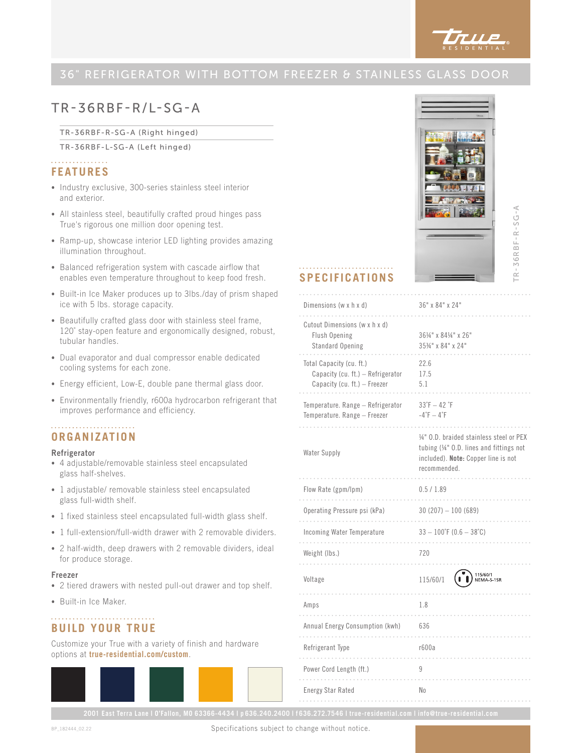# 36" REFRIGERATOR WITH BOTTOM FREEZER & STAINLESS GLASS DOOR

## TR-36RBF-R/L-SG-A

TR-36RBF-R-SG-A (Right hinged)

TR-36RBF-L-SG-A (Left hinged)

## FEATURES

- Industry exclusive, 300-series stainless steel interior and exterior.
- All stainless steel, beautifully crafted proud hinges pass True's rigorous one million door opening test.
- Ramp-up, showcase interior LED lighting provides amazing illumination throughout.
- Balanced refrigeration system with cascade airflow that enables even temperature throughout to keep food fresh.
- Built-in Ice Maker produces up to 3lbs./day of prism shaped ice with 5 lbs. storage capacity.
- Beautifully crafted glass door with stainless steel frame, 120° stay-open feature and ergonomically designed, robust, tubular handles.
- Dual evaporator and dual compressor enable dedicated cooling systems for each zone.
- Energy efficient, Low-E, double pane thermal glass door.
- Environmentally friendly, r600a hydrocarbon refrigerant that improves performance and efficiency.

## ORGANIZATION

### Refrigerator

- 4 adjustable/removable stainless steel encapsulated glass half-shelves.
- 1 adjustable/ removable stainless steel encapsulated glass full-width shelf.
- 1 fixed stainless steel encapsulated full-width glass shelf.
- 1 full-extension/full-width drawer with 2 removable dividers.
- 2 half-width, deep drawers with 2 removable dividers, ideal for produce storage.

### Freezer

- 2 tiered drawers with nested pull-out drawer and top shelf.
- Built-in Ice Maker.

## BUILD YOUR TRUE

Customize your True with a variety of finish and hardware options at **true-residential.com/custom**.

## SPECIFICATIONS

| | |
|---|---|
| Dimensions (w x h x d) | 36" x 84" x 24" |
| Cutout Dimensions (w x h x d)<br>Flush Opening<br>Standard Opening | <br>36¼" x 84¼" x 26"<br>35¾" x 84" x 24" |
| Total Capacity (cu. ft.)<br>Capacity (cu. ft.) – Refrigerator<br>Capacity (cu. ft.) – Freezer | 22.6<br>17.5<br>5.1 |
| Temperature. Range – Refrigerator<br>Temperature. Range – Freezer | 33˚F – 42 ˚F<br>-4˚F – 4˚F |
| Water Supply | ¼" O.D. braided stainless steel or PEX tubing (¼" O.D. lines and fittings not included). **Note:** Copper line is not recommended. |
| Flow Rate (gpm/lpm) | 0.5 / 1.89 |
| Operating Pressure psi (kPa) | 30 (207) – 100 (689) |
| Incoming Water Temperature | 33 – 100˚F (0.6 – 38˚C) |
| Weight (lbs.) | 720 |
| Voltage | 115/60/1 (115/60/1 NEMA-5-15R) |
| Amps | 1.8 |
| Annual Energy Consumption (kwh) | 636 |
| Refrigerant Type | r600a |
| Power Cord Length (ft.) | 9 |
| Energy Star Rated | No |

2001 East Terra Lane I O'Fallon, MO 63366-4434 I p 636.240.2400 I f 636.272.7546 I true-residential.com I info@true-residential.com

BP_182444_02.22

Specifications subject to change without notice.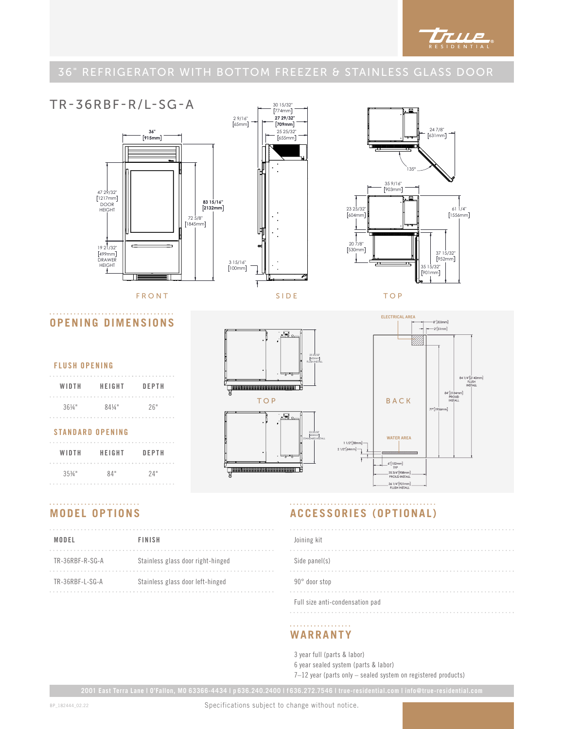# 36" REFRIGERATOR WITH BOTTOM FREEZER & STAINLESS GLASS DOOR

## TR-36RBF-R/L-SG-A

FRONT

36" [915mm]

47 29/32" [1217mm] DOOR HEIGHT

19 21/32" [499mm] DRAWER HEIGHT

83 15/16" [2132mm]

72 5/8" [1845mm]

SIDE

30 15/32" [774mm]

27 29/32" [709mm]

25 25/32" [655mm]

2 9/16" [65mm]

3 15/16" [100mm]

TOP

24 7/8" [631mm]

135°

35 9/16" [903mm]

23 25/32" [604mm]

61 1/4" [1556mm]

20 7/8" [530mm]

37 15/32" [952mm]

35 15/32" [901mm]

## OPENING DIMENSIONS

### FLUSH OPENING

| WIDTH | HEIGHT | DEPTH |
|---|---|---|
| 36¼" | 84¼" | 26" |

### STANDARD OPENING

| WIDTH | HEIGHT | DEPTH |
|---|---|---|
| 35¾" | 84" | 24" |

TOP

25 25/32" [655mm] FLUSH INSTALL

23 25/32" [604mm] STANDARD INSTALL

BACK

ELECTRICAL AREA

8" [203mm]

2" [51mm]

84 1/4" [2140mm] FLUSH INSTALL

84" [2134mm] PROUD INSTALL

77" [1956mm]

WATER AREA

1 1/2" [38mm]

2 1/2" [64mm]

6" [152mm] TYP

35 3/4" [908mm] PROUD INSTALL

36 1/4" [921mm] FLUSH INSTALL

## MODEL OPTIONS

| MODEL | FINISH |
|---|---|
| TR-36RBF-R-SG-A | Stainless glass door right-hinged |
| TR-36RBF-L-SG-A | Stainless glass door left-hinged |

## ACCESSORIES (OPTIONAL)

- Joining kit
- Side panel(s)
- 90° door stop
- Full size anti-condensation pad

## WARRANTY

3 year full (parts & labor)

6 year sealed system (parts & labor)

7–12 year (parts only – sealed system on registered products)

2001 East Terra Lane I O'Fallon, MO 63366-4434 I p 636.240.2400 I f 636.272.7546 I true-residential.com I info@true-residential.com

BP_182444_02.22

Specifications subject to change without notice.